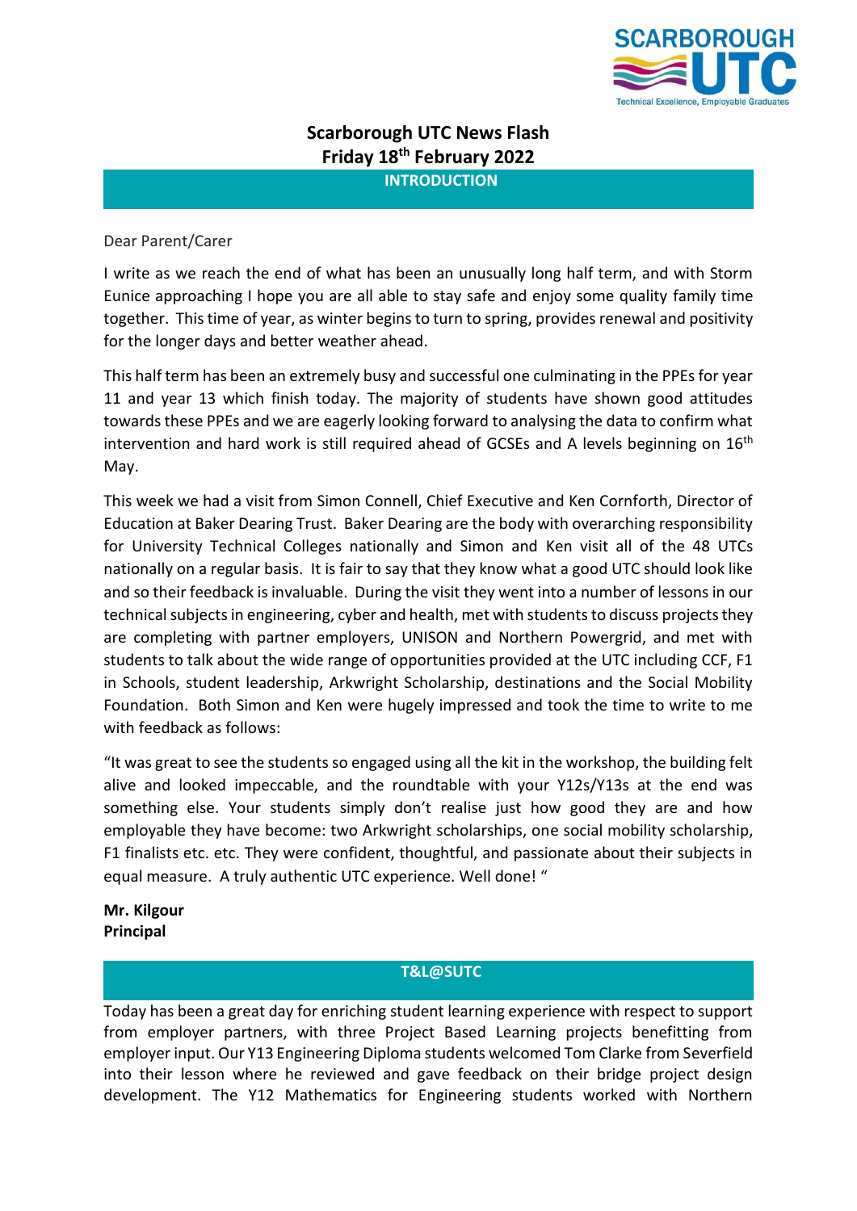SCARBOROUGH UTC
Technical Excellence, Employable Graduates

# Scarborough UTC News Flash
# Friday 18th February 2022

## INTRODUCTION

Dear Parent/Carer

I write as we reach the end of what has been an unusually long half term, and with Storm Eunice approaching I hope you are all able to stay safe and enjoy some quality family time together. This time of year, as winter begins to turn to spring, provides renewal and positivity for the longer days and better weather ahead.

This half term has been an extremely busy and successful one culminating in the PPEs for year 11 and year 13 which finish today. The majority of students have shown good attitudes towards these PPEs and we are eagerly looking forward to analysing the data to confirm what intervention and hard work is still required ahead of GCSEs and A levels beginning on 16th May.

This week we had a visit from Simon Connell, Chief Executive and Ken Cornforth, Director of Education at Baker Dearing Trust. Baker Dearing are the body with overarching responsibility for University Technical Colleges nationally and Simon and Ken visit all of the 48 UTCs nationally on a regular basis. It is fair to say that they know what a good UTC should look like and so their feedback is invaluable. During the visit they went into a number of lessons in our technical subjects in engineering, cyber and health, met with students to discuss projects they are completing with partner employers, UNISON and Northern Powergrid, and met with students to talk about the wide range of opportunities provided at the UTC including CCF, F1 in Schools, student leadership, Arkwright Scholarship, destinations and the Social Mobility Foundation. Both Simon and Ken were hugely impressed and took the time to write to me with feedback as follows:

"It was great to see the students so engaged using all the kit in the workshop, the building felt alive and looked impeccable, and the roundtable with your Y12s/Y13s at the end was something else. Your students simply don't realise just how good they are and how employable they have become: two Arkwright scholarships, one social mobility scholarship, F1 finalists etc. etc. They were confident, thoughtful, and passionate about their subjects in equal measure. A truly authentic UTC experience. Well done! "

**Mr. Kilgour**
**Principal**

## T&L@SUTC

Today has been a great day for enriching student learning experience with respect to support from employer partners, with three Project Based Learning projects benefitting from employer input. Our Y13 Engineering Diploma students welcomed Tom Clarke from Severfield into their lesson where he reviewed and gave feedback on their bridge project design development. The Y12 Mathematics for Engineering students worked with Northern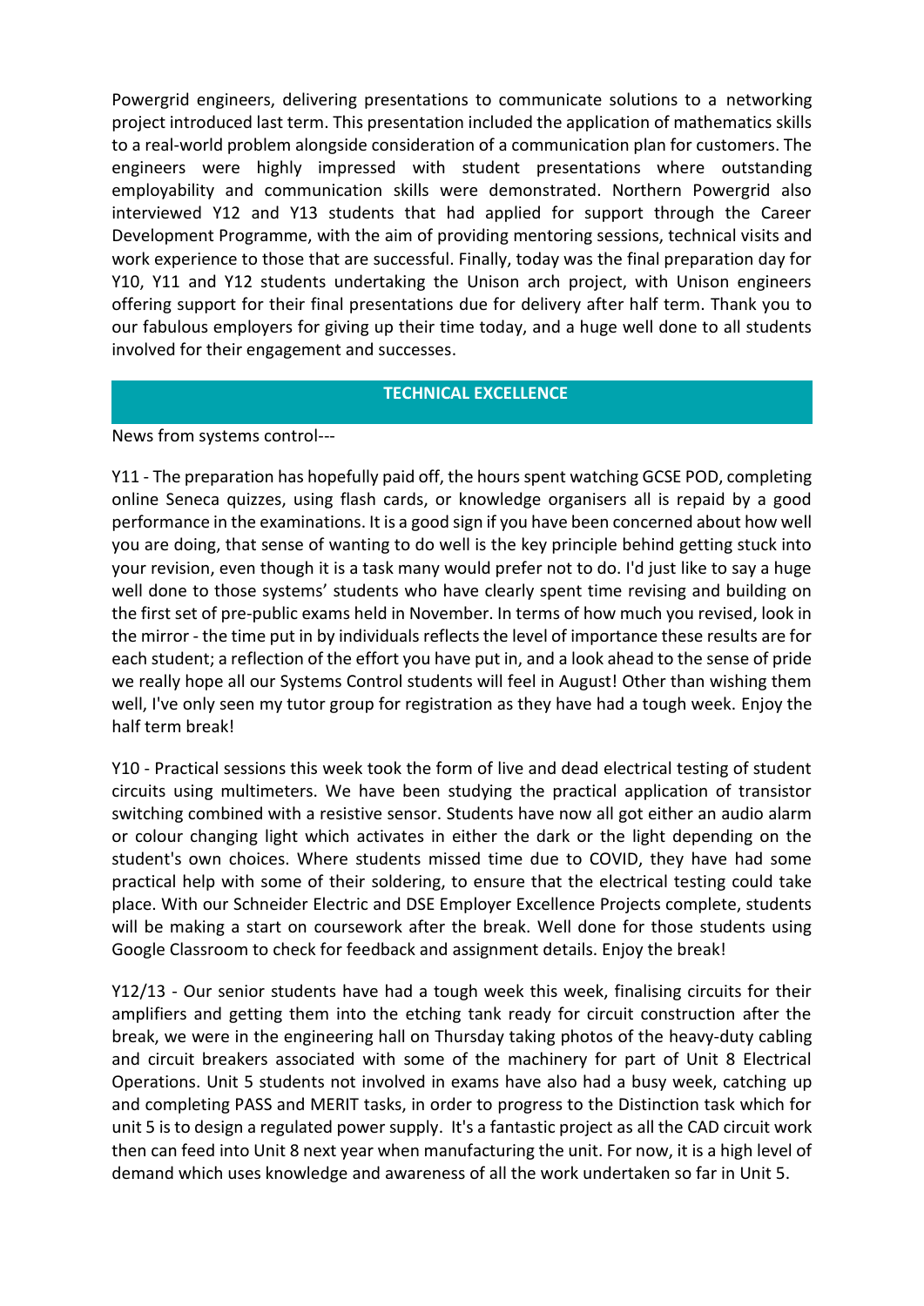Powergrid engineers, delivering presentations to communicate solutions to a networking project introduced last term. This presentation included the application of mathematics skills to a real-world problem alongside consideration of a communication plan for customers. The engineers were highly impressed with student presentations where outstanding employability and communication skills were demonstrated. Northern Powergrid also interviewed Y12 and Y13 students that had applied for support through the Career Development Programme, with the aim of providing mentoring sessions, technical visits and work experience to those that are successful. Finally, today was the final preparation day for Y10, Y11 and Y12 students undertaking the Unison arch project, with Unison engineers offering support for their final presentations due for delivery after half term. Thank you to our fabulous employers for giving up their time today, and a huge well done to all students involved for their engagement and successes.

## TECHNICAL EXCELLENCE

News from systems control---

Y11 - The preparation has hopefully paid off, the hours spent watching GCSE POD, completing online Seneca quizzes, using flash cards, or knowledge organisers all is repaid by a good performance in the examinations. It is a good sign if you have been concerned about how well you are doing, that sense of wanting to do well is the key principle behind getting stuck into your revision, even though it is a task many would prefer not to do. I'd just like to say a huge well done to those systems' students who have clearly spent time revising and building on the first set of pre-public exams held in November. In terms of how much you revised, look in the mirror - the time put in by individuals reflects the level of importance these results are for each student; a reflection of the effort you have put in, and a look ahead to the sense of pride we really hope all our Systems Control students will feel in August! Other than wishing them well, I've only seen my tutor group for registration as they have had a tough week. Enjoy the half term break!

Y10 - Practical sessions this week took the form of live and dead electrical testing of student circuits using multimeters. We have been studying the practical application of transistor switching combined with a resistive sensor. Students have now all got either an audio alarm or colour changing light which activates in either the dark or the light depending on the student's own choices. Where students missed time due to COVID, they have had some practical help with some of their soldering, to ensure that the electrical testing could take place. With our Schneider Electric and DSE Employer Excellence Projects complete, students will be making a start on coursework after the break. Well done for those students using Google Classroom to check for feedback and assignment details. Enjoy the break!

Y12/13 - Our senior students have had a tough week this week, finalising circuits for their amplifiers and getting them into the etching tank ready for circuit construction after the break, we were in the engineering hall on Thursday taking photos of the heavy-duty cabling and circuit breakers associated with some of the machinery for part of Unit 8 Electrical Operations. Unit 5 students not involved in exams have also had a busy week, catching up and completing PASS and MERIT tasks, in order to progress to the Distinction task which for unit 5 is to design a regulated power supply. It's a fantastic project as all the CAD circuit work then can feed into Unit 8 next year when manufacturing the unit. For now, it is a high level of demand which uses knowledge and awareness of all the work undertaken so far in Unit 5.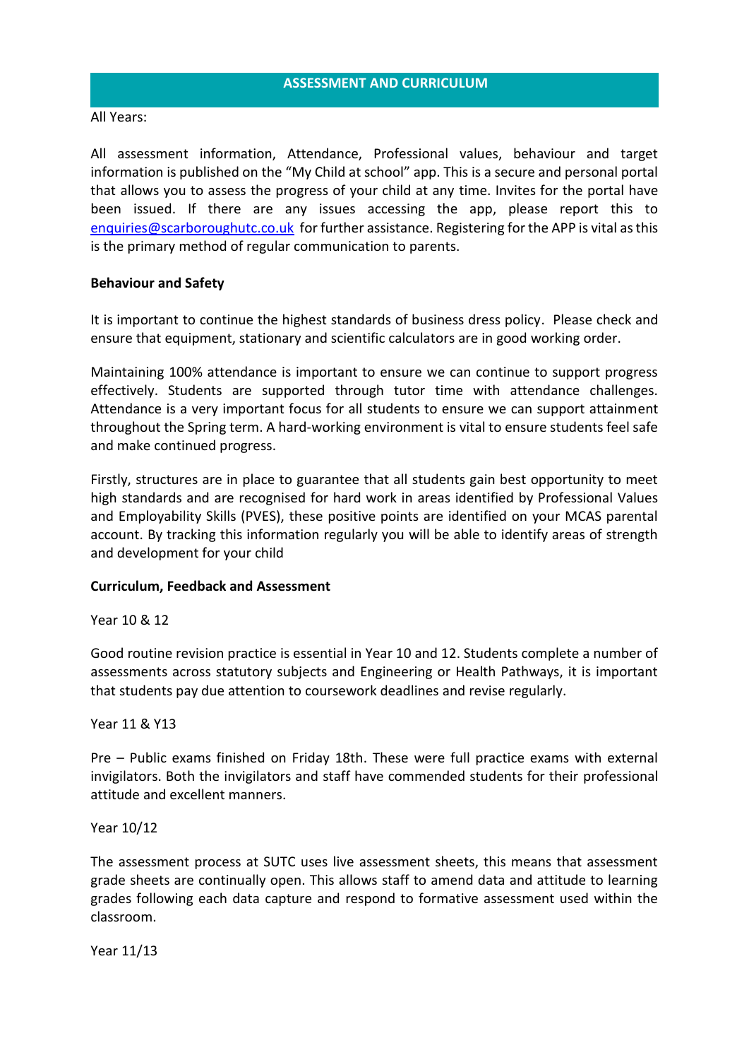## ASSESSMENT AND CURRICULUM

All Years:

All assessment information, Attendance, Professional values, behaviour and target information is published on the "My Child at school" app. This is a secure and personal portal that allows you to assess the progress of your child at any time. Invites for the portal have been issued. If there are any issues accessing the app, please report this to [enquiries@scarboroughutc.co.uk](mailto:enquiries@scarboroughutc.co.uk) for further assistance. Registering for the APP is vital as this is the primary method of regular communication to parents.

**Behaviour and Safety**

It is important to continue the highest standards of business dress policy. Please check and ensure that equipment, stationary and scientific calculators are in good working order.

Maintaining 100% attendance is important to ensure we can continue to support progress effectively. Students are supported through tutor time with attendance challenges. Attendance is a very important focus for all students to ensure we can support attainment throughout the Spring term. A hard-working environment is vital to ensure students feel safe and make continued progress.

Firstly, structures are in place to guarantee that all students gain best opportunity to meet high standards and are recognised for hard work in areas identified by Professional Values and Employability Skills (PVES), these positive points are identified on your MCAS parental account. By tracking this information regularly you will be able to identify areas of strength and development for your child

**Curriculum, Feedback and Assessment**

Year 10 & 12

Good routine revision practice is essential in Year 10 and 12. Students complete a number of assessments across statutory subjects and Engineering or Health Pathways, it is important that students pay due attention to coursework deadlines and revise regularly.

Year 11 & Y13

Pre – Public exams finished on Friday 18th. These were full practice exams with external invigilators. Both the invigilators and staff have commended students for their professional attitude and excellent manners.

Year 10/12

The assessment process at SUTC uses live assessment sheets, this means that assessment grade sheets are continually open. This allows staff to amend data and attitude to learning grades following each data capture and respond to formative assessment used within the classroom.

Year 11/13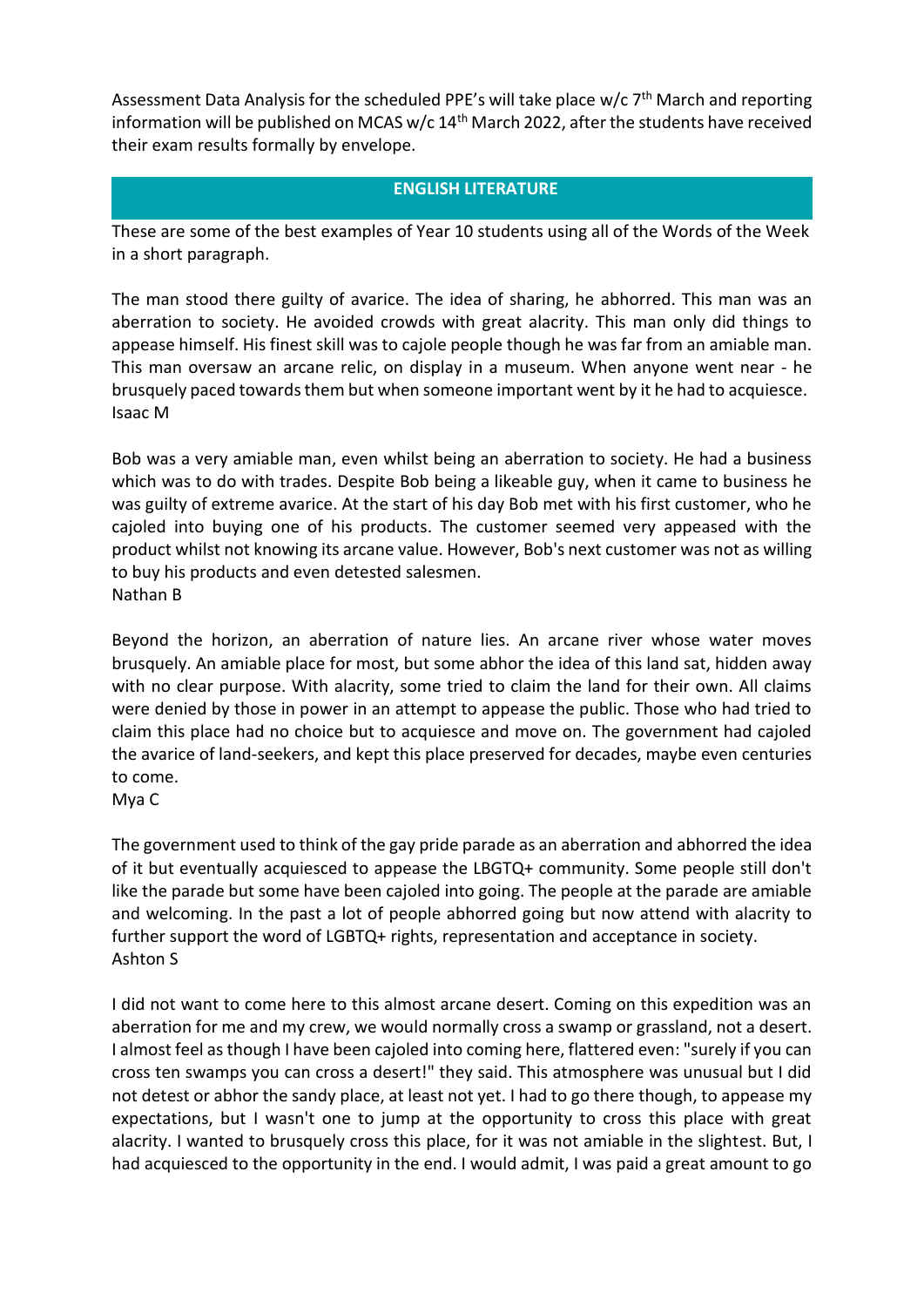Assessment Data Analysis for the scheduled PPE's will take place w/c 7th March and reporting information will be published on MCAS w/c 14th March 2022, after the students have received their exam results formally by envelope.

## ENGLISH LITERATURE

These are some of the best examples of Year 10 students using all of the Words of the Week in a short paragraph.

The man stood there guilty of avarice. The idea of sharing, he abhorred. This man was an aberration to society. He avoided crowds with great alacrity. This man only did things to appease himself. His finest skill was to cajole people though he was far from an amiable man. This man oversaw an arcane relic, on display in a museum. When anyone went near - he brusquely paced towards them but when someone important went by it he had to acquiesce.
Isaac M

Bob was a very amiable man, even whilst being an aberration to society. He had a business which was to do with trades. Despite Bob being a likeable guy, when it came to business he was guilty of extreme avarice. At the start of his day Bob met with his first customer, who he cajoled into buying one of his products. The customer seemed very appeased with the product whilst not knowing its arcane value. However, Bob's next customer was not as willing to buy his products and even detested salesmen.
Nathan B

Beyond the horizon, an aberration of nature lies. An arcane river whose water moves brusquely. An amiable place for most, but some abhor the idea of this land sat, hidden away with no clear purpose. With alacrity, some tried to claim the land for their own. All claims were denied by those in power in an attempt to appease the public. Those who had tried to claim this place had no choice but to acquiesce and move on. The government had cajoled the avarice of land-seekers, and kept this place preserved for decades, maybe even centuries to come.
Mya C

The government used to think of the gay pride parade as an aberration and abhorred the idea of it but eventually acquiesced to appease the LBGTQ+ community. Some people still don't like the parade but some have been cajoled into going. The people at the parade are amiable and welcoming. In the past a lot of people abhorred going but now attend with alacrity to further support the word of LGBTQ+ rights, representation and acceptance in society.
Ashton S

I did not want to come here to this almost arcane desert. Coming on this expedition was an aberration for me and my crew, we would normally cross a swamp or grassland, not a desert. I almost feel as though I have been cajoled into coming here, flattered even: "surely if you can cross ten swamps you can cross a desert!" they said. This atmosphere was unusual but I did not detest or abhor the sandy place, at least not yet. I had to go there though, to appease my expectations, but I wasn't one to jump at the opportunity to cross this place with great alacrity. I wanted to brusquely cross this place, for it was not amiable in the slightest. But, I had acquiesced to the opportunity in the end. I would admit, I was paid a great amount to go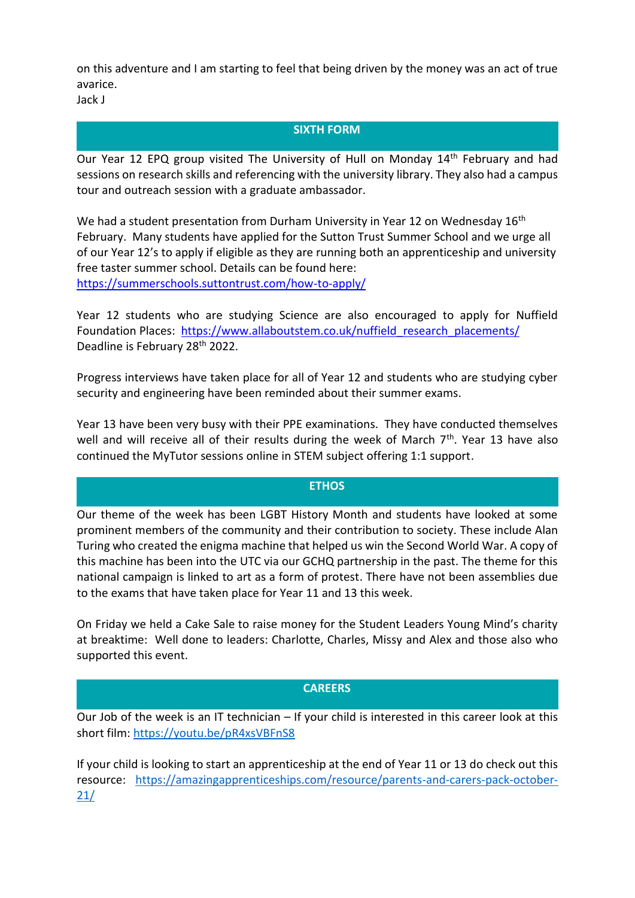on this adventure and I am starting to feel that being driven by the money was an act of true avarice.
Jack J

## SIXTH FORM

Our Year 12 EPQ group visited The University of Hull on Monday 14th February and had sessions on research skills and referencing with the university library. They also had a campus tour and outreach session with a graduate ambassador.

We had a student presentation from Durham University in Year 12 on Wednesday 16th February. Many students have applied for the Sutton Trust Summer School and we urge all of our Year 12's to apply if eligible as they are running both an apprenticeship and university free taster summer school. Details can be found here: https://summerschools.suttontrust.com/how-to-apply/

Year 12 students who are studying Science are also encouraged to apply for Nuffield Foundation Places: https://www.allaboutstem.co.uk/nuffield_research_placements/ Deadline is February 28th 2022.

Progress interviews have taken place for all of Year 12 and students who are studying cyber security and engineering have been reminded about their summer exams.

Year 13 have been very busy with their PPE examinations. They have conducted themselves well and will receive all of their results during the week of March 7th. Year 13 have also continued the MyTutor sessions online in STEM subject offering 1:1 support.

## ETHOS

Our theme of the week has been LGBT History Month and students have looked at some prominent members of the community and their contribution to society. These include Alan Turing who created the enigma machine that helped us win the Second World War. A copy of this machine has been into the UTC via our GCHQ partnership in the past. The theme for this national campaign is linked to art as a form of protest. There have not been assemblies due to the exams that have taken place for Year 11 and 13 this week.

On Friday we held a Cake Sale to raise money for the Student Leaders Young Mind's charity at breaktime: Well done to leaders: Charlotte, Charles, Missy and Alex and those also who supported this event.

## CAREERS

Our Job of the week is an IT technician – If your child is interested in this career look at this short film: https://youtu.be/pR4xsVBFnS8

If your child is looking to start an apprenticeship at the end of Year 11 or 13 do check out this resource: https://amazingapprenticeships.com/resource/parents-and-carers-pack-october-21/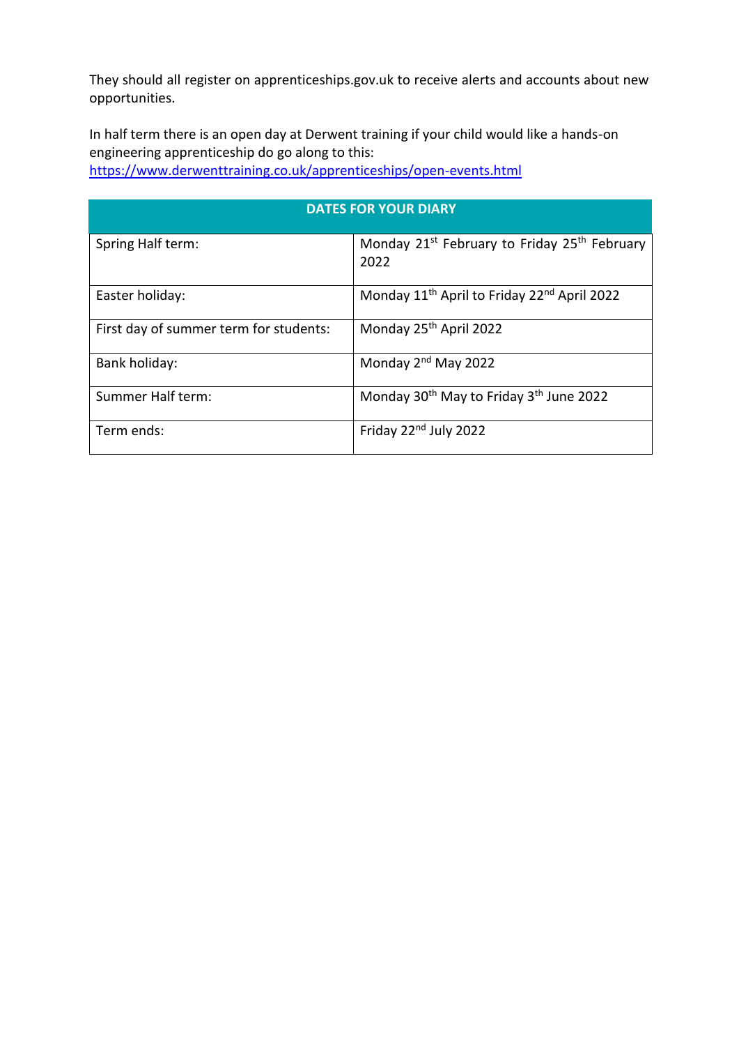They should all register on apprenticeships.gov.uk to receive alerts and accounts about new opportunities.

In half term there is an open day at Derwent training if your child would like a hands-on engineering apprenticeship do go along to this: https://www.derwenttraining.co.uk/apprenticeships/open-events.html

| **DATES FOR YOUR DIARY** | |
|---|---|
| Spring Half term: | Monday 21st February to Friday 25th February 2022 |
| Easter holiday: | Monday 11th April to Friday 22nd April 2022 |
| First day of summer term for students: | Monday 25th April 2022 |
| Bank holiday: | Monday 2nd May 2022 |
| Summer Half term: | Monday 30th May to Friday 3th June 2022 |
| Term ends: | Friday 22nd July 2022 |